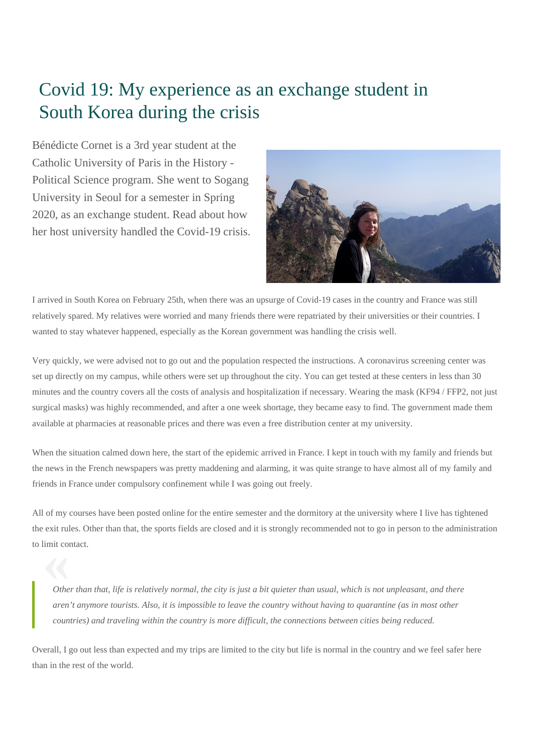# Covid 19: My experience as an exchange student in South Korea during the crisis

Bénédicte Cornet is a 3rd year student at the Catholic University of Paris in the History - Political Science program. She went to Sogang University in Seoul for a semester in Spring 2020, as an exchange student. Read about how her host university handled the Covid-19 crisis.

I arrived in South Korea on February 25th, when there was an upsurge of Covid-19 cases in the country and France was still relatively spared. My relatives were worried and many friends there were repatriated by their universities or their countries. I wanted to stay whatever happened, especially as the Korean government was handling the crisis well.

Very quickly, we were advised not to go out and the population respected the instructions. A coronavirus screening center was set up directly on my campus, while others were set up throughout the city. You can get tested at these centers in less than 30 minutes and the country covers all the costs of analysis and hospitalization if necessary. Wearing the mask (KF94 / FFP2, not just surgical masks) was highly recommended, and after a one week shortage, they became easy to find. The government made them available at pharmacies at reasonable prices and there was even a free distribution center at my university.

When the situation calmed down here, the start of the epidemic arrived in France. I kept in touch with my family and friends but the news in the French newspapers was pretty maddening and alarming, it was quite strange to have almost all of my family and friends in France under compulsory confinement while I was going out freely.

All of my courses have been posted online for the entire semester and the dormitory at the university where I live has tightened the exit rules. Other than that, the sports fields are closed and it is strongly recommended not to go in person to the administration to limit contact.

> *Other than that, life is relatively normal, the city is just a bit quieter than usual, which is not unpleasant, and there aren't anymore tourists. Also, it is impossible to leave the country without having to quarantine (as in most other countries) and traveling within the country is more difficult, the connections between cities being reduced.*

Overall, I go out less than expected and my trips are limited to the city but life is normal in the country and we feel safer here than in the rest of the world.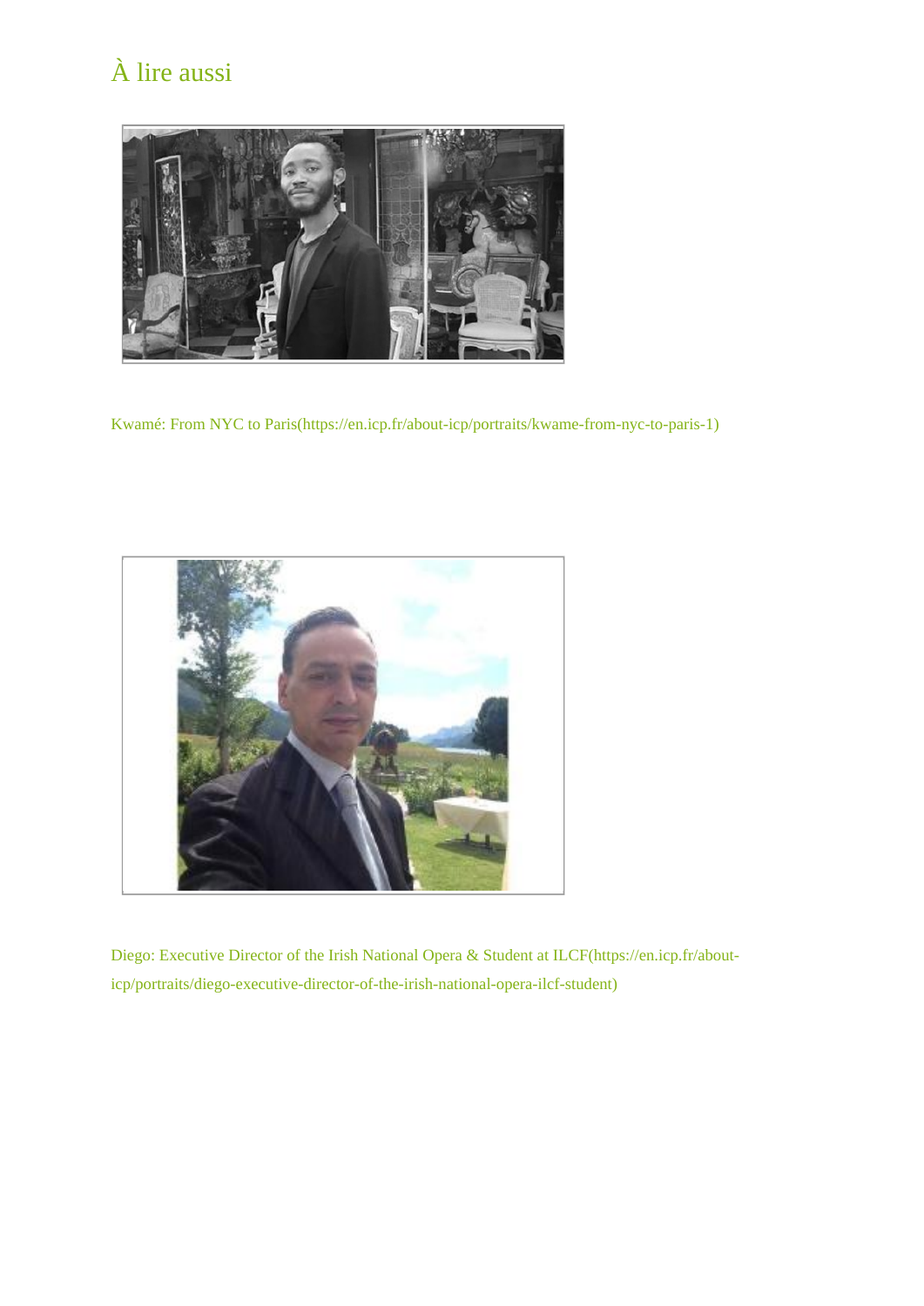## À lire aussi

Kwamé: From NYC to Paris(https://en.icp.fr/about-icp/portraits/kwame-from-nyc-to-paris-1)

Diego: Executive Director of the Irish National Opera & Student at ILCF(https://en.icp.fr/about-icp/portraits/diego-executive-director-of-the-irish-national-opera-ilcf-student)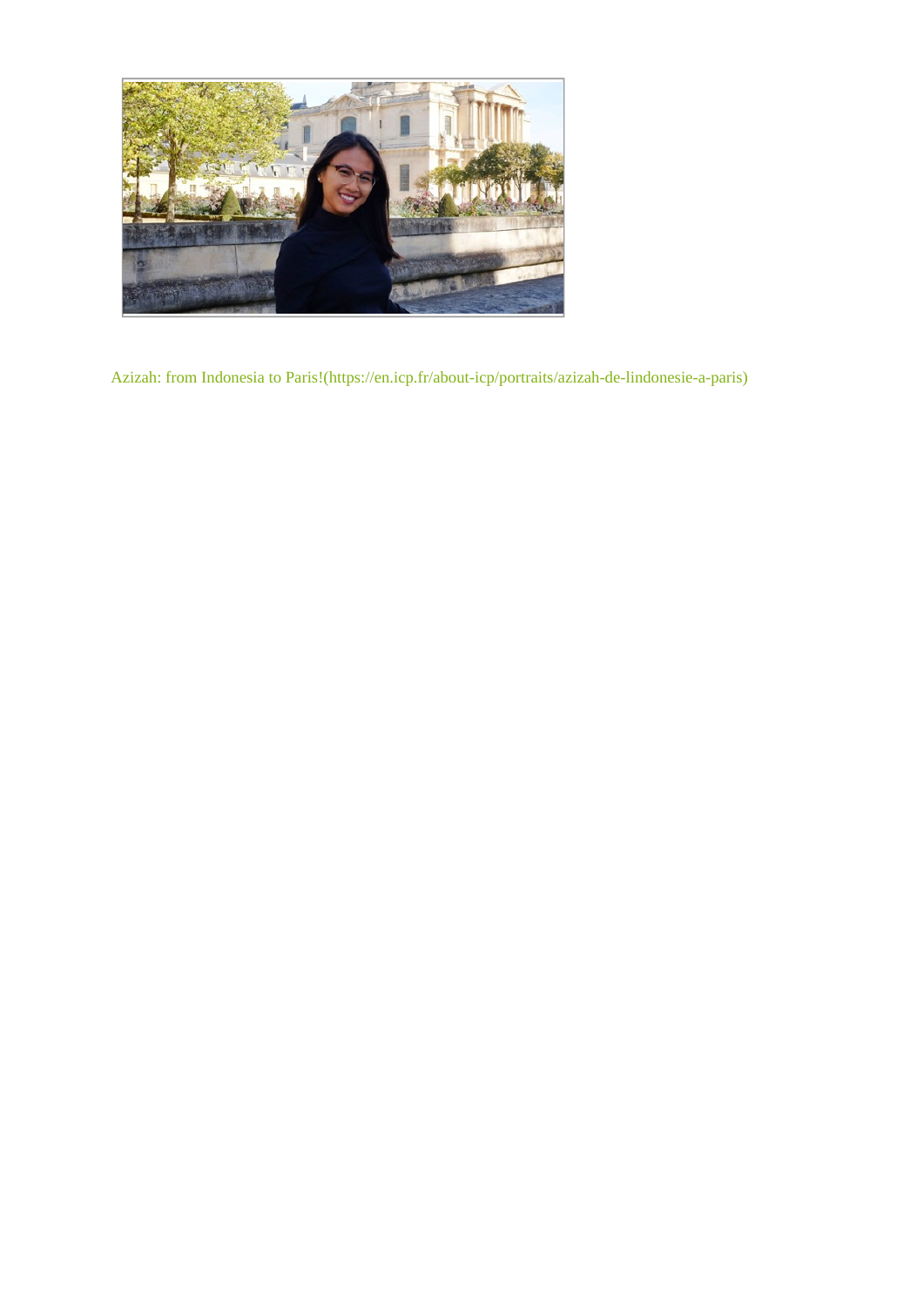Azizah: from Indonesia to Paris!(https://en.icp.fr/about-icp/portraits/azizah-de-lindonesie-a-paris)